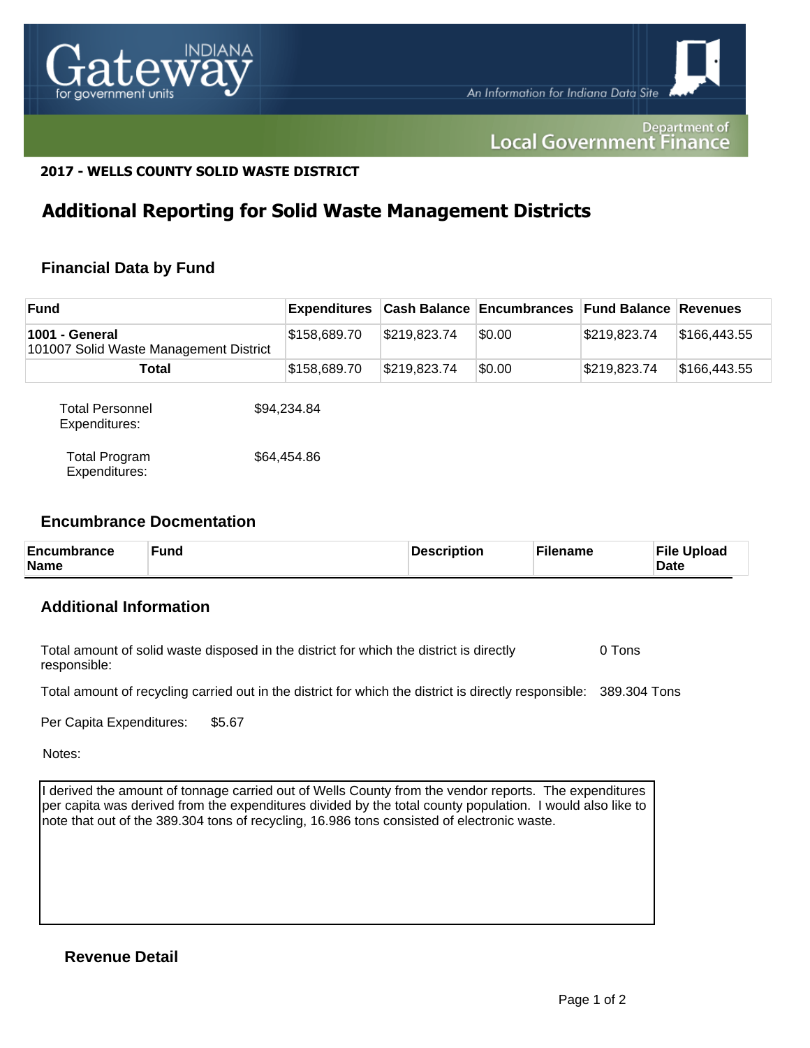**2017 - WELLS COUNTY SOLID WASTE DISTRICT**

# Additional Reporting for Solid Waste Management Districts

## Financial Data by Fund

| Fund | Expenditures | Cash Balance | Encumbrances | Fund Balance | Revenues |
|---|---|---|---|---|---|
| **1001 - General** 101007 Solid Waste Management District | $158,689.70 | $219,823.74 | $0.00 | $219,823.74 | $166,443.55 |
| **Total** | $158,689.70 | $219,823.74 | $0.00 | $219,823.74 | $166,443.55 |

Total Personnel Expenditures: $94,234.84

Total Program Expenditures: $64,454.86

## Encumbrance Docmentation

| Encumbrance Name | Fund | Description | Filename | File Upload Date |
|---|---|---|---|---|

## Additional Information

Total amount of solid waste disposed in the district for which the district is directly responsible: 0 Tons

Total amount of recycling carried out in the district for which the district is directly responsible: 389.304 Tons

Per Capita Expenditures: $5.67

Notes:

I derived the amount of tonnage carried out of Wells County from the vendor reports. The expenditures per capita was derived from the expenditures divided by the total county population. I would also like to note that out of the 389.304 tons of recycling, 16.986 tons consisted of electronic waste.

## Revenue Detail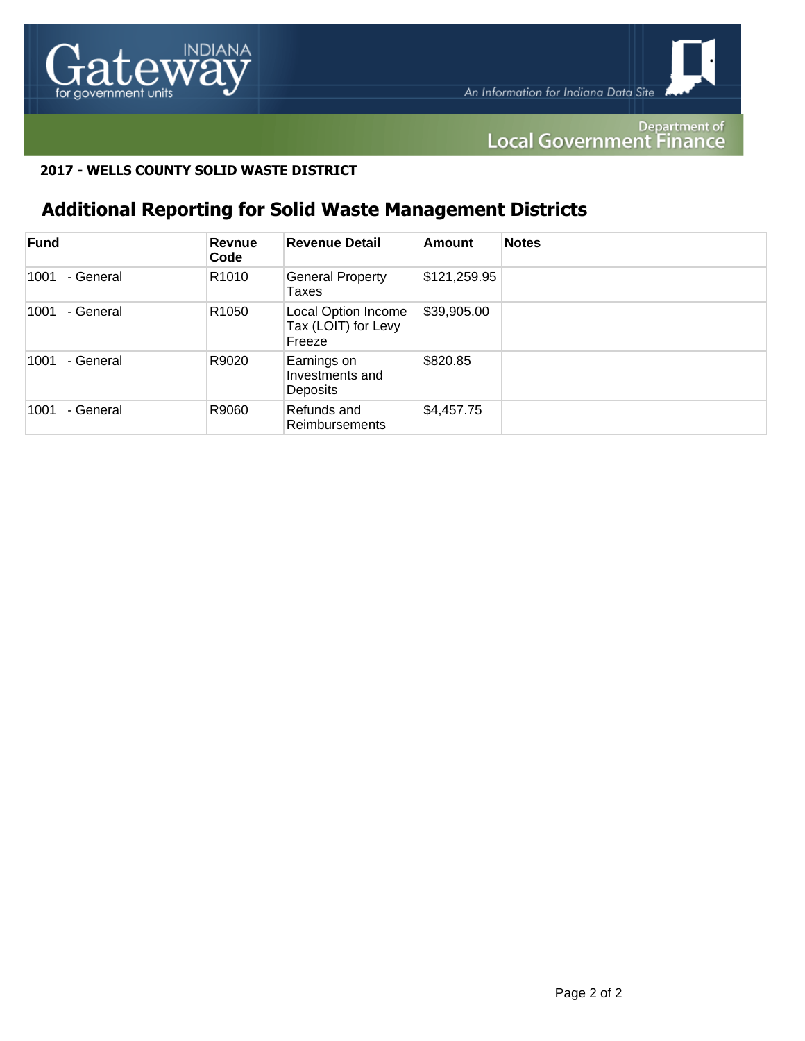**2017 - WELLS COUNTY SOLID WASTE DISTRICT**

## Additional Reporting for Solid Waste Management Districts

| Fund | Revnue Code | Revenue Detail | Amount | Notes |
| --- | --- | --- | --- | --- |
| 1001 - General | R1010 | General Property Taxes | $121,259.95 | |
| 1001 - General | R1050 | Local Option Income Tax (LOIT) for Levy Freeze | $39,905.00 | |
| 1001 - General | R9020 | Earnings on Investments and Deposits | $820.85 | |
| 1001 - General | R9060 | Refunds and Reimbursements | $4,457.75 | |